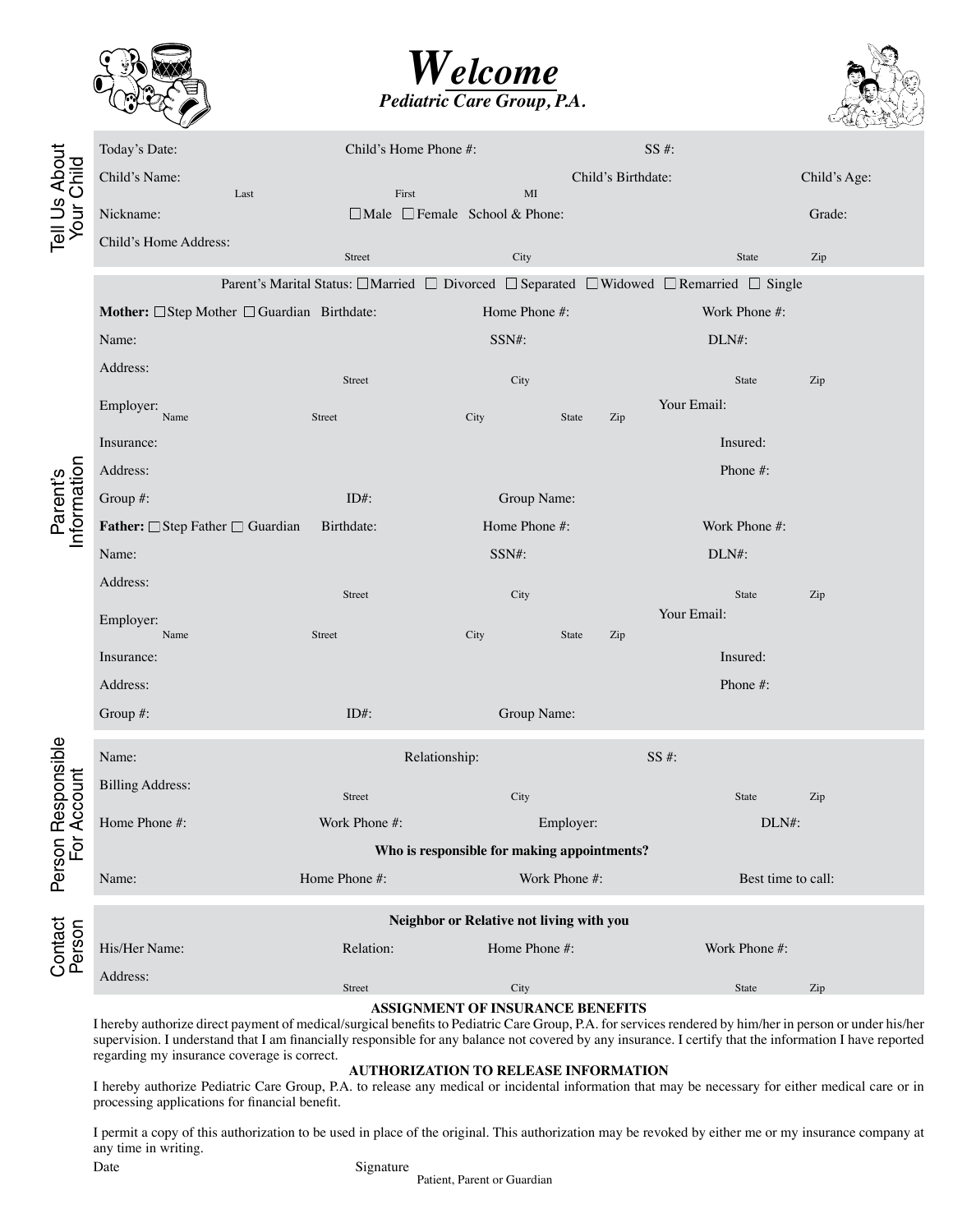# *Welcome*

***Pediatric Care Group, P.A.***

## Tell Us About Your Child

Today's Date: Child's Home Phone #: SS #:

Child's Name: (Last) (First) (MI) Child's Birthdate: Child's Age:

Nickname: ☐ Male ☐ Female School & Phone: Grade:

Child's Home Address: (Street) (City) (State) (Zip)

## Parent's Information

Parent's Marital Status: ☐ Married ☐ Divorced ☐ Separated ☐ Widowed ☐ Remarried ☐ Single

**Mother:** ☐ Step Mother ☐ Guardian Birthdate: Home Phone #: Work Phone #:

Name: SSN#: DLN#:

Address: (Street) (City) (State) (Zip)

Employer: (Name) (Street) (City) (State) (Zip) Your Email:

Insurance: Insured:

Address: Phone #:

Group #: ID#: Group Name:

**Father:** ☐ Step Father ☐ Guardian Birthdate: Home Phone #: Work Phone #:

Name: SSN#: DLN#:

Address: (Street) (City) (State) (Zip)

Employer: (Name) (Street) (City) (State) (Zip) Your Email:

Insurance: Insured:

Address: Phone #:

Group #: ID#: Group Name:

## Person Responsible For Account

Name: Relationship: SS #:

Billing Address: (Street) (City) (State) (Zip)

Home Phone #: Work Phone #: Employer: DLN#:

**Who is responsible for making appointments?**

Name: Home Phone #: Work Phone #: Best time to call:

## Contact Person

**Neighbor or Relative not living with you**

His/Her Name: Relation: Home Phone #: Work Phone #:

Address: (Street) (City) (State) (Zip)

### ASSIGNMENT OF INSURANCE BENEFITS

I hereby authorize direct payment of medical/surgical benefits to Pediatric Care Group, P.A. for services rendered by him/her in person or under his/her supervision. I understand that I am financially responsible for any balance not covered by any insurance. I certify that the information I have reported regarding my insurance coverage is correct.

### AUTHORIZATION TO RELEASE INFORMATION

I hereby authorize Pediatric Care Group, P.A. to release any medical or incidental information that may be necessary for either medical care or in processing applications for financial benefit.

I permit a copy of this authorization to be used in place of the original. This authorization may be revoked by either me or my insurance company at any time in writing.

Date Signature (Patient, Parent or Guardian)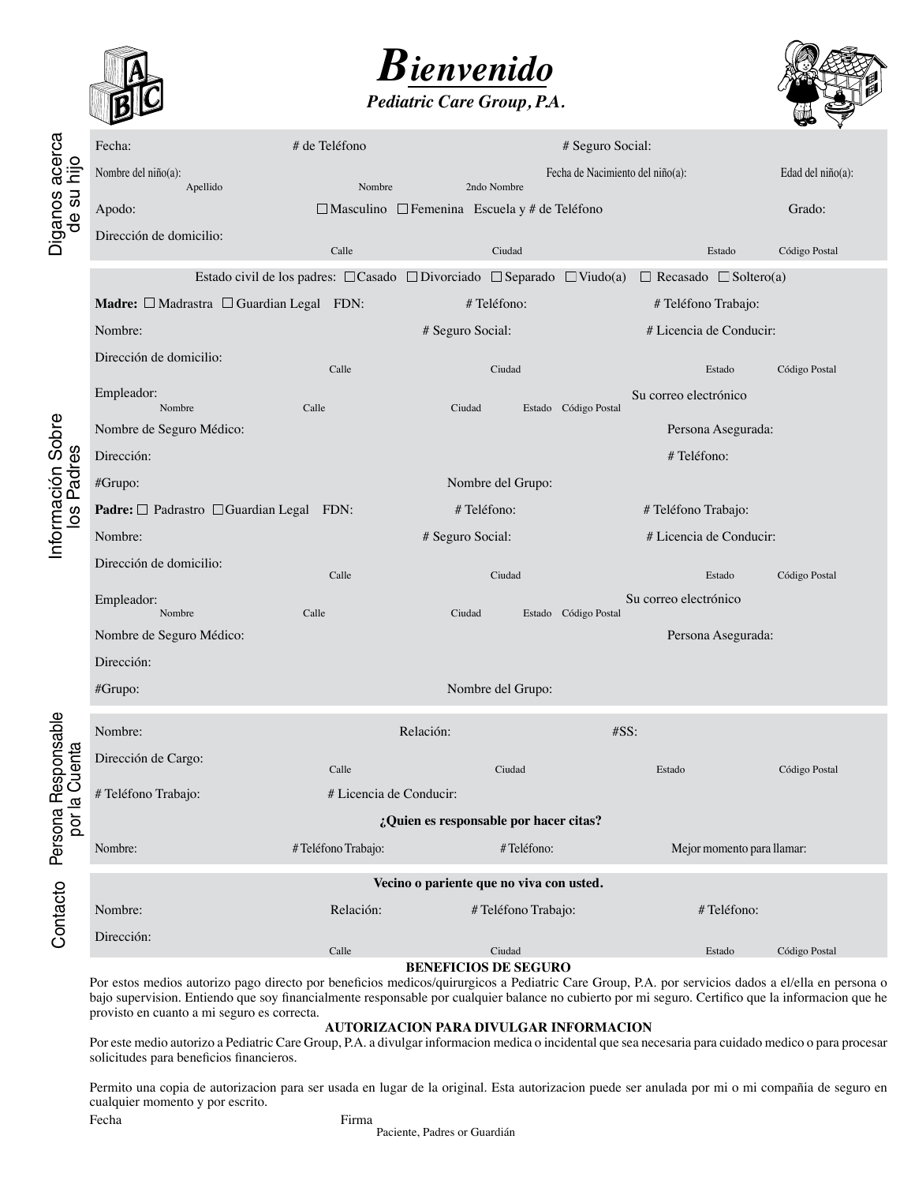# Bienvenido

***Pediatric Care Group, P.A.***

## Diganos acerca de su hijo

Fecha: # de Teléfono # Seguro Social:

Nombre del niño(a): Apellido Nombre 2ndo Nombre Fecha de Nacimiento del niño(a): Edad del niño(a):

Apodo: ☐ Masculino ☐ Femenina Escuela y # de Teléfono Grado:

Dirección de domicilio: Calle Ciudad Estado Código Postal

## Información Sobre los Padres

Estado civil de los padres: ☐ Casado ☐ Divorciado ☐ Separado ☐ Viudo(a) ☐ Recasado ☐ Soltero(a)

**Madre:** ☐ Madrastra ☐ Guardian Legal FDN: # Teléfono: # Teléfono Trabajo:

Nombre: # Seguro Social: # Licencia de Conducir:

Dirección de domicilio: Calle Ciudad Estado Código Postal

Empleador: Nombre Calle Ciudad Estado Código Postal Su correo electrónico

Nombre de Seguro Médico: Persona Asegurada:

Dirección: # Teléfono:

#Grupo: Nombre del Grupo:

**Padre:** ☐ Padrastro ☐ Guardian Legal FDN: # Teléfono: # Teléfono Trabajo:

Nombre: # Seguro Social: # Licencia de Conducir:

Dirección de domicilio: Calle Ciudad Estado Código Postal

Empleador: Nombre Calle Ciudad Estado Código Postal Su correo electrónico

Nombre de Seguro Médico: Persona Asegurada:

Dirección:

#Grupo: Nombre del Grupo:

## Persona Responsable por la Cuenta

Nombre: Relación: #SS:

Dirección de Cargo: Calle Ciudad Estado Código Postal

# Teléfono Trabajo: # Licencia de Conducir:

**¿Quien es responsable por hacer citas?**

Nombre: # Teléfono Trabajo: # Teléfono: Mejor momento para llamar:

## Contacto

**Vecino o pariente que no viva con usted.**

Nombre: Relación: # Teléfono Trabajo: # Teléfono:

Dirección: Calle Ciudad Estado Código Postal

**BENEFICIOS DE SEGURO**

Por estos medios autorizo pago directo por beneficios medicos/quirurgicos a Pediatric Care Group, P.A. por servicios dados a el/ella en persona o bajo supervision. Entiendo que soy financialmente responsable por cualquier balance no cubierto por mi seguro. Certifico que la informacion que he provisto en cuanto a mi seguro es correcta.

**AUTORIZACION PARA DIVULGAR INFORMACION**

Por este medio autorizo a Pediatric Care Group, P.A. a divulgar informacion medica o incidental que sea necesaria para cuidado medico o para procesar solicitudes para beneficios financieros.

Permito una copia de autorizacion para ser usada en lugar de la original. Esta autorizacion puede ser anulada por mi o mi compañia de seguro en cualquier momento y por escrito.

Fecha Firma Paciente, Padres or Guardián